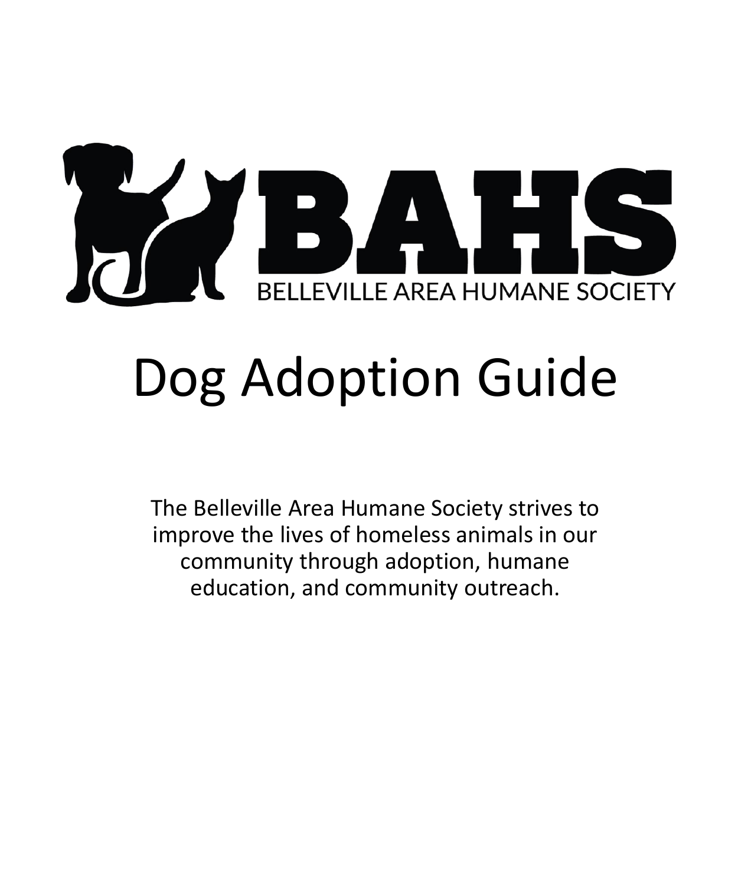# BAHS

BELLEVILLE AREA HUMANE SOCIETY

# Dog Adoption Guide

The Belleville Area Humane Society strives to improve the lives of homeless animals in our community through adoption, humane education, and community outreach.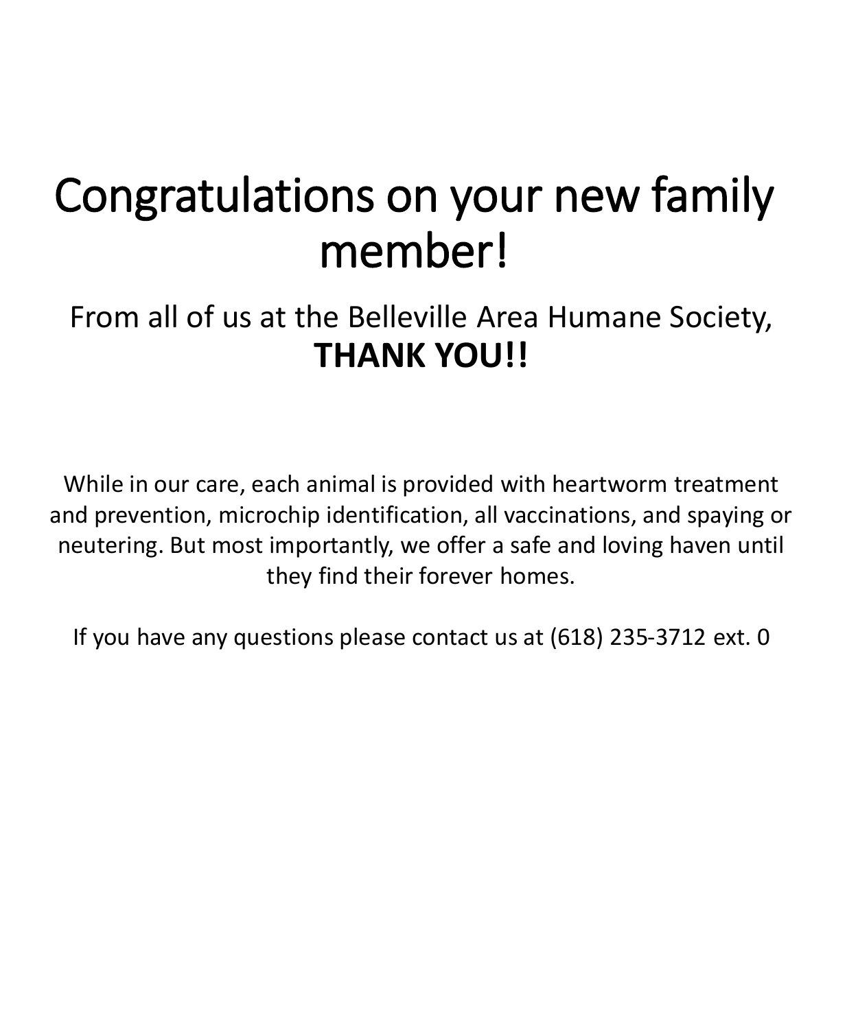# Congratulations on your new family member!

From all of us at the Belleville Area Humane Society,
**THANK YOU!!**

While in our care, each animal is provided with heartworm treatment and prevention, microchip identification, all vaccinations, and spaying or neutering. But most importantly, we offer a safe and loving haven until they find their forever homes.

If you have any questions please contact us at (618) 235-3712 ext. 0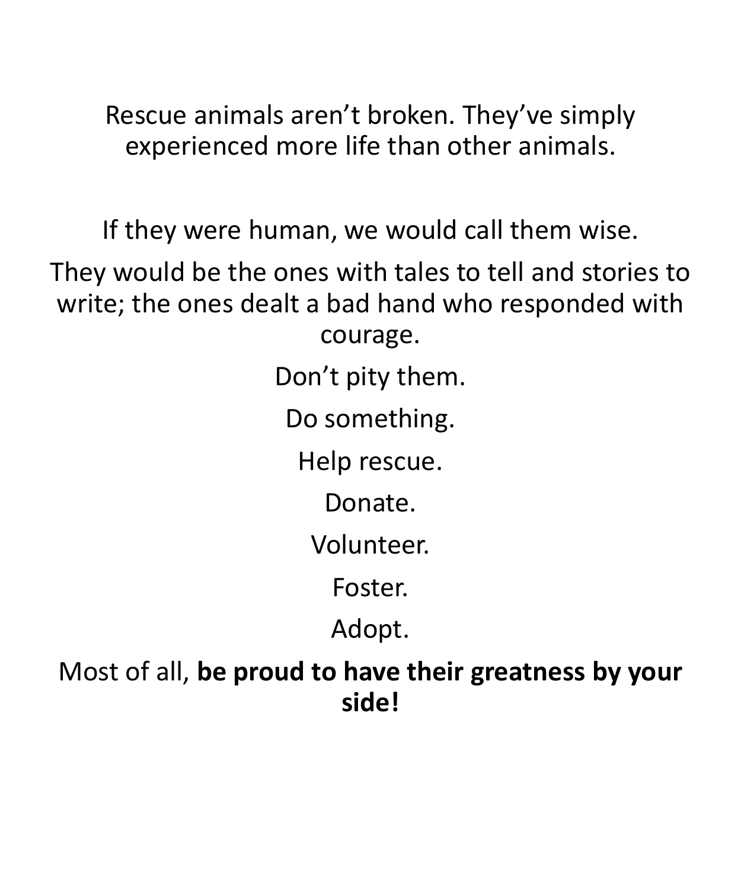Rescue animals aren't broken. They've simply experienced more life than other animals.

If they were human, we would call them wise.

They would be the ones with tales to tell and stories to write; the ones dealt a bad hand who responded with courage.

Don't pity them.

Do something.

Help rescue.

Donate.

Volunteer.

Foster.

Adopt.

Most of all, **be proud to have their greatness by your side!**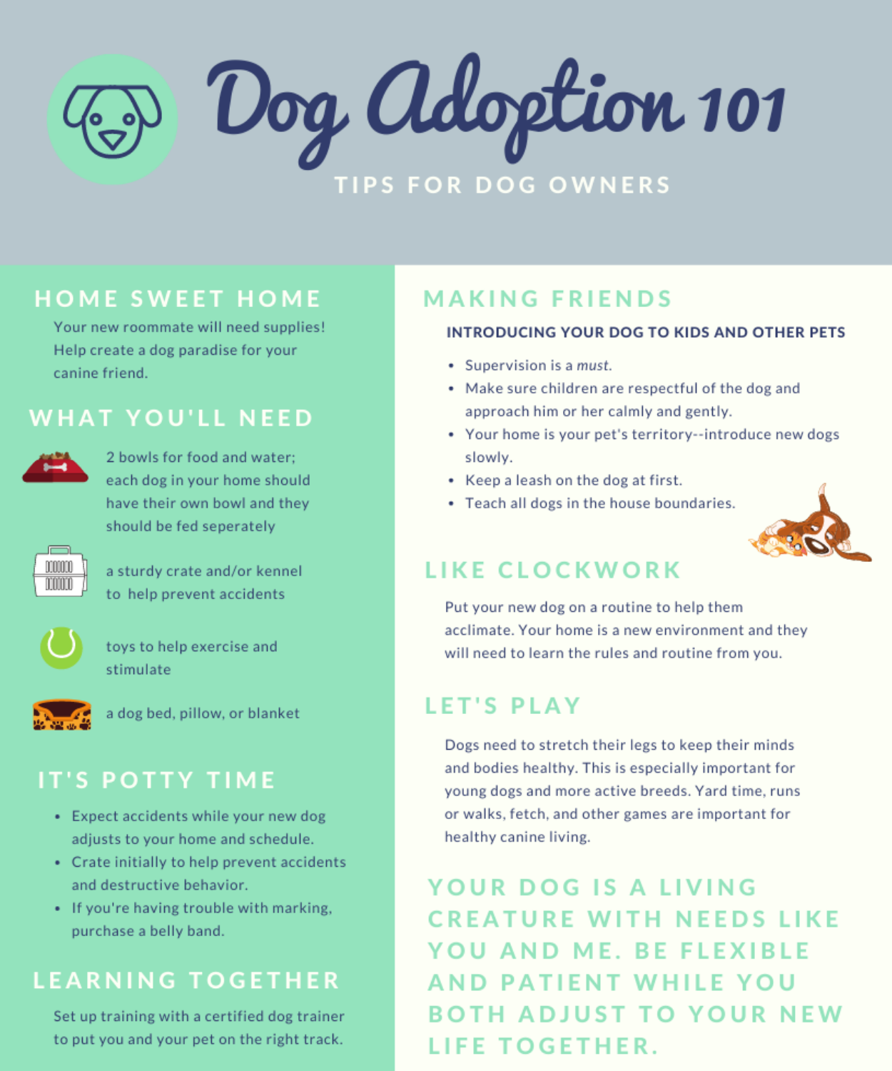# Dog Adoption 101

TIPS FOR DOG OWNERS

## HOME SWEET HOME

Your new roommate will need supplies! Help create a dog paradise for your canine friend.

## WHAT YOU'LL NEED

- 2 bowls for food and water; each dog in your home should have their own bowl and they should be fed seperately
- a sturdy crate and/or kennel to help prevent accidents
- toys to help exercise and stimulate
- a dog bed, pillow, or blanket

## IT'S POTTY TIME

- Expect accidents while your new dog adjusts to your home and schedule.
- Crate initially to help prevent accidents and destructive behavior.
- If you're having trouble with marking, purchase a belly band.

## LEARNING TOGETHER

Set up training with a certified dog trainer to put you and your pet on the right track.

## MAKING FRIENDS

**INTRODUCING YOUR DOG TO KIDS AND OTHER PETS**

- Supervision is a *must*.
- Make sure children are respectful of the dog and approach him or her calmly and gently.
- Your home is your pet's territory--introduce new dogs slowly.
- Keep a leash on the dog at first.
- Teach all dogs in the house boundaries.

## LIKE CLOCKWORK

Put your new dog on a routine to help them acclimate. Your home is a new environment and they will need to learn the rules and routine from you.

## LET'S PLAY

Dogs need to stretch their legs to keep their minds and bodies healthy. This is especially important for young dogs and more active breeds. Yard time, runs or walks, fetch, and other games are important for healthy canine living.

## YOUR DOG IS A LIVING CREATURE WITH NEEDS LIKE YOU AND ME. BE FLEXIBLE AND PATIENT WHILE YOU BOTH ADJUST TO YOUR NEW LIFE TOGETHER.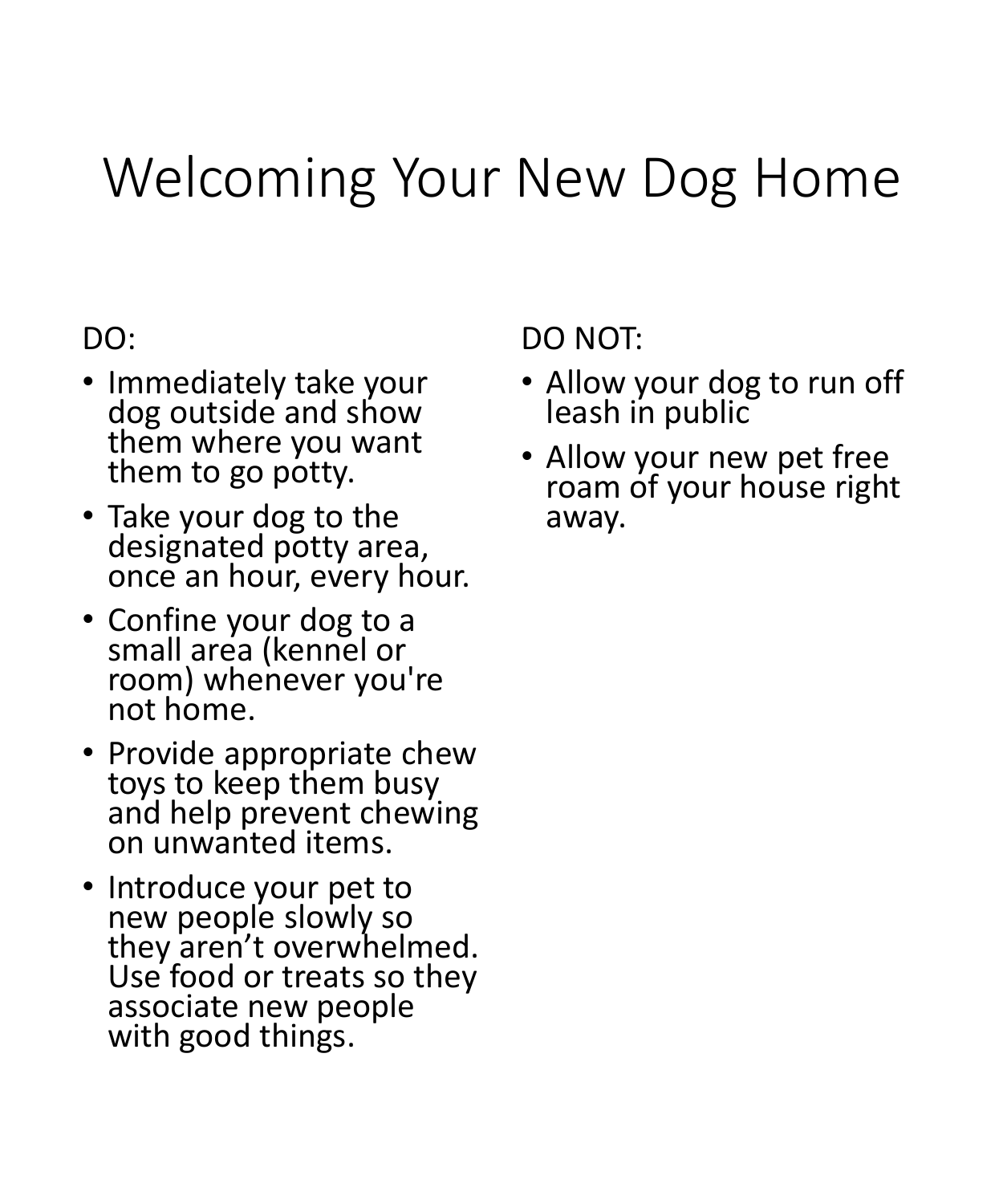# Welcoming Your New Dog Home

DO:

- Immediately take your dog outside and show them where you want them to go potty.
- Take your dog to the designated potty area, once an hour, every hour.
- Confine your dog to a small area (kennel or room) whenever you're not home.
- Provide appropriate chew toys to keep them busy and help prevent chewing on unwanted items.
- Introduce your pet to new people slowly so they aren't overwhelmed. Use food or treats so they associate new people with good things.

DO NOT:

- Allow your dog to run off leash in public
- Allow your new pet free roam of your house right away.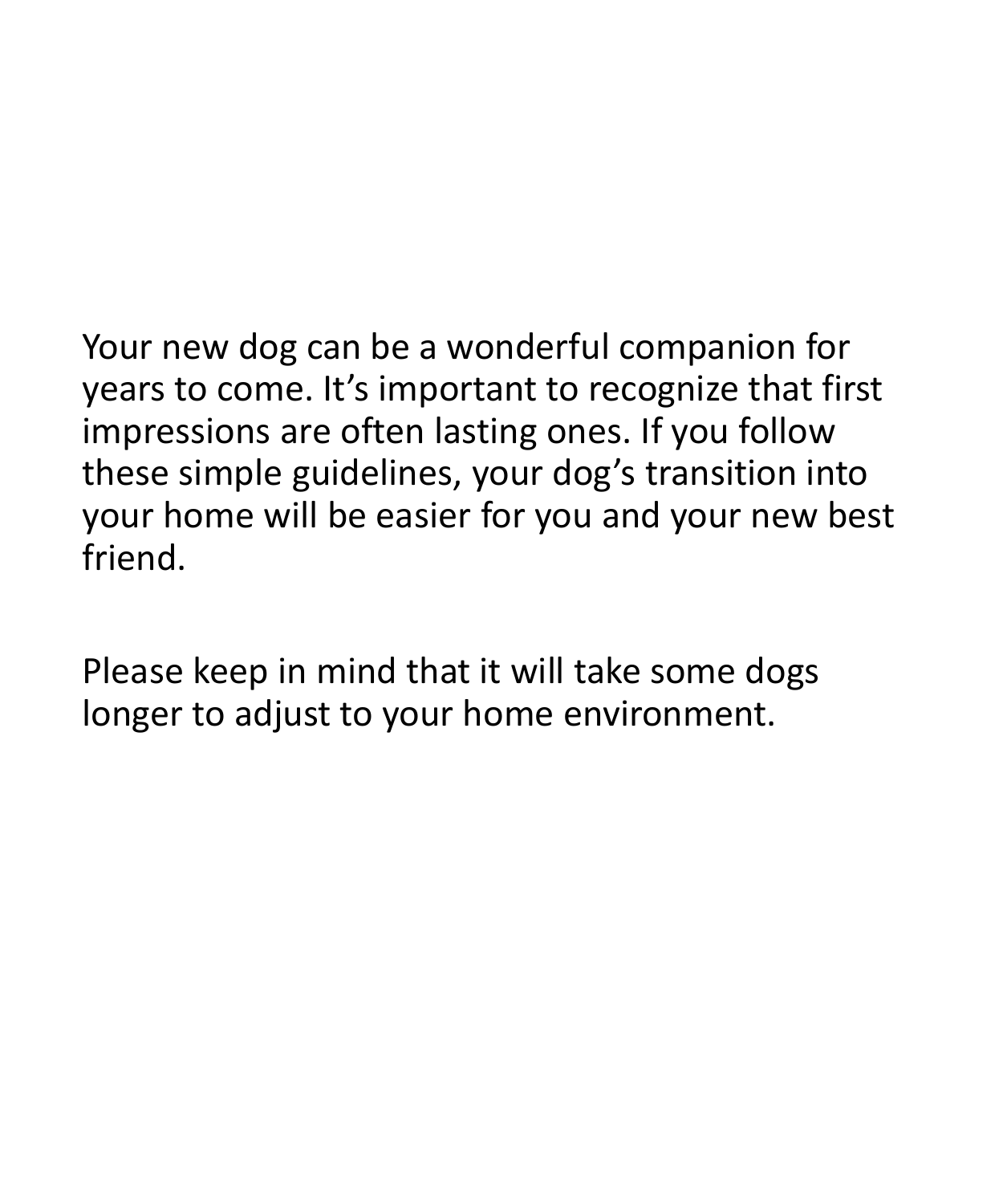Your new dog can be a wonderful companion for years to come. It's important to recognize that first impressions are often lasting ones. If you follow these simple guidelines, your dog's transition into your home will be easier for you and your new best friend.

Please keep in mind that it will take some dogs longer to adjust to your home environment.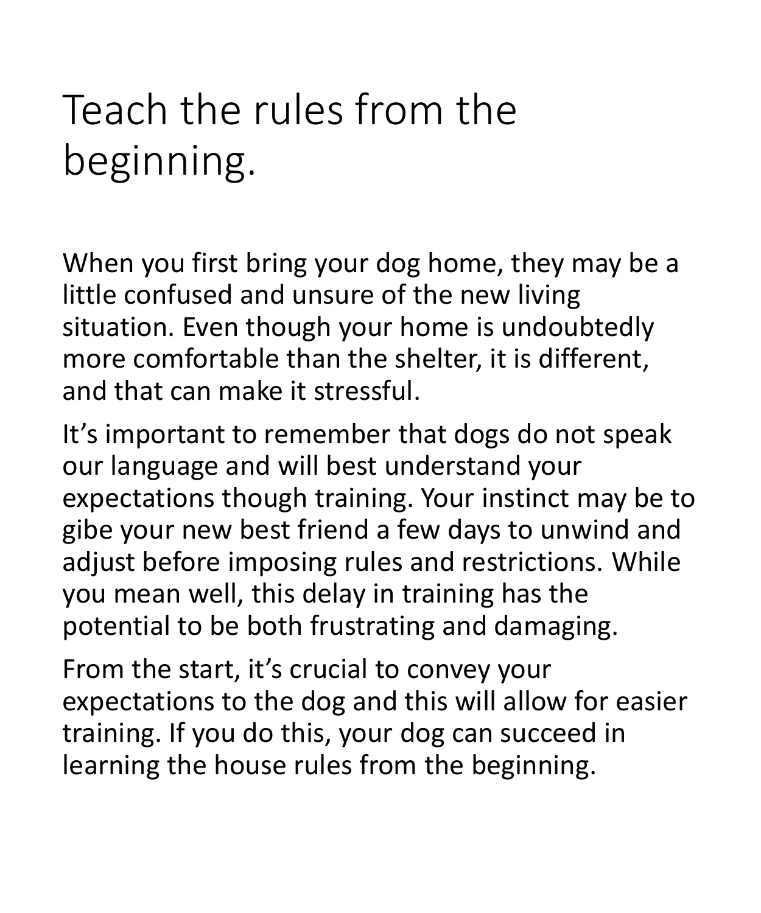# Teach the rules from the beginning.

When you first bring your dog home, they may be a little confused and unsure of the new living situation. Even though your home is undoubtedly more comfortable than the shelter, it is different, and that can make it stressful.

It's important to remember that dogs do not speak our language and will best understand your expectations though training. Your instinct may be to gibe your new best friend a few days to unwind and adjust before imposing rules and restrictions. While you mean well, this delay in training has the potential to be both frustrating and damaging.

From the start, it's crucial to convey your expectations to the dog and this will allow for easier training. If you do this, your dog can succeed in learning the house rules from the beginning.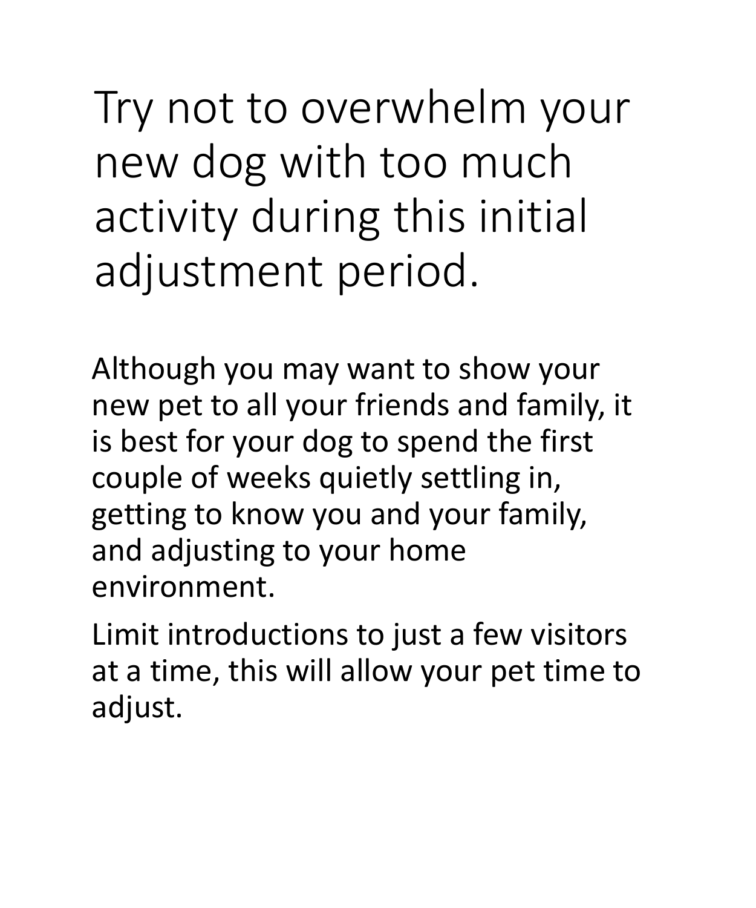# Try not to overwhelm your new dog with too much activity during this initial adjustment period.

Although you may want to show your new pet to all your friends and family, it is best for your dog to spend the first couple of weeks quietly settling in, getting to know you and your family, and adjusting to your home environment.

Limit introductions to just a few visitors at a time, this will allow your pet time to adjust.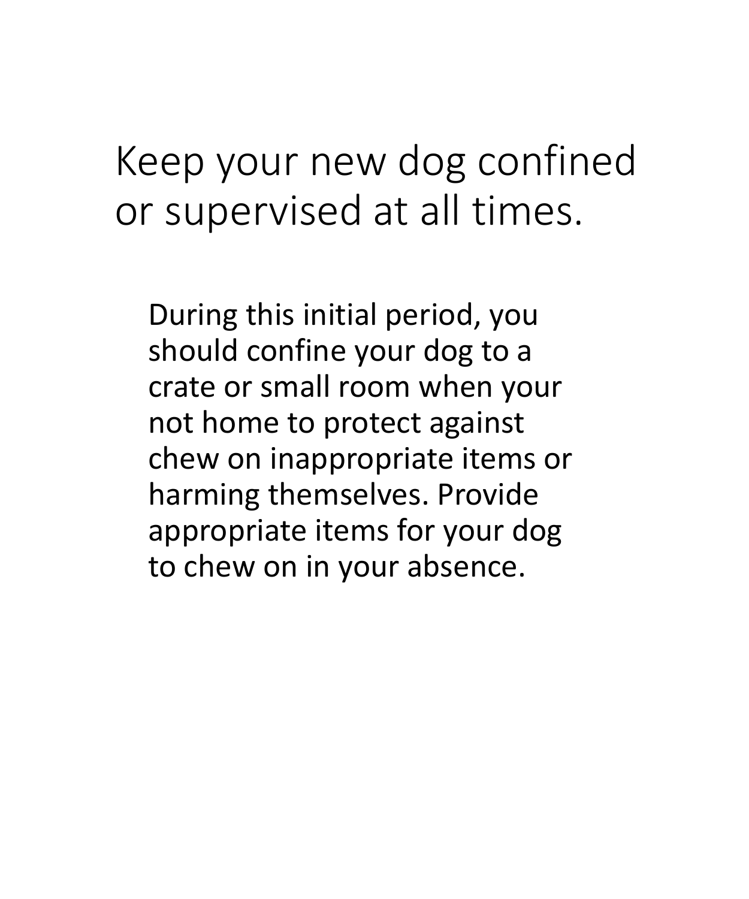# Keep your new dog confined or supervised at all times.

During this initial period, you should confine your dog to a crate or small room when your not home to protect against chew on inappropriate items or harming themselves. Provide appropriate items for your dog to chew on in your absence.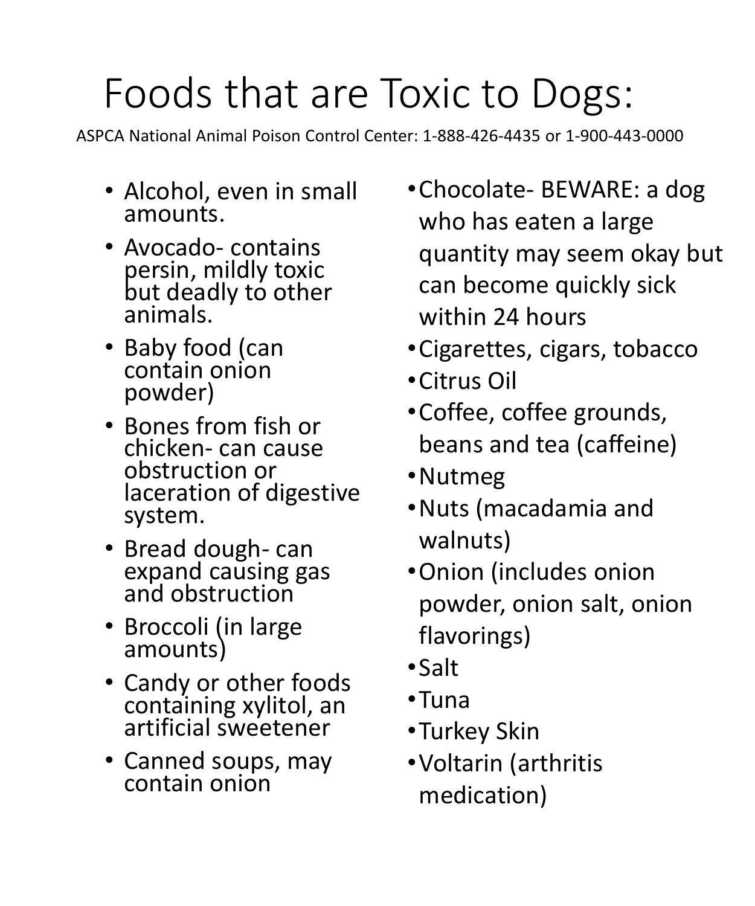# Foods that are Toxic to Dogs:

ASPCA National Animal Poison Control Center: 1-888-426-4435 or 1-900-443-0000

- Alcohol, even in small amounts.
- Avocado- contains persin, mildly toxic but deadly to other animals.
- Baby food (can contain onion powder)
- Bones from fish or chicken- can cause obstruction or laceration of digestive system.
- Bread dough- can expand causing gas and obstruction
- Broccoli (in large amounts)
- Candy or other foods containing xylitol, an artificial sweetener
- Canned soups, may contain onion
- Chocolate- BEWARE: a dog who has eaten a large quantity may seem okay but can become quickly sick within 24 hours
- Cigarettes, cigars, tobacco
- Citrus Oil
- Coffee, coffee grounds, beans and tea (caffeine)
- Nutmeg
- Nuts (macadamia and walnuts)
- Onion (includes onion powder, onion salt, onion flavorings)
- Salt
- Tuna
- Turkey Skin
- Voltarin (arthritis medication)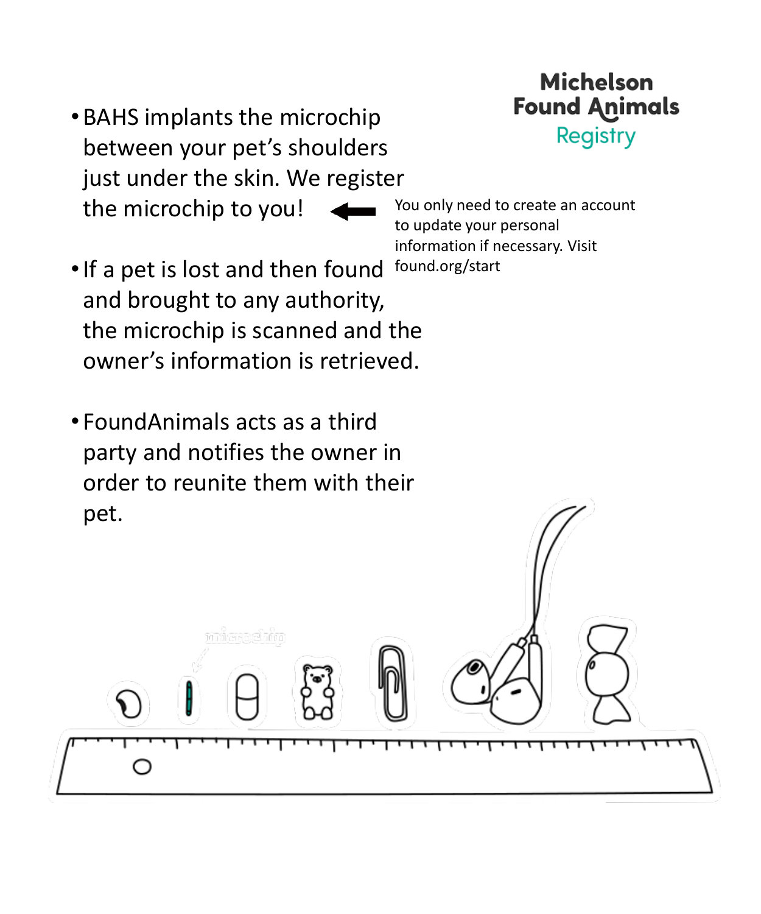**Michelson Found Animals Registry**

- BAHS implants the microchip between your pet's shoulders just under the skin. We register the microchip to you!

You only need to create an account to update your personal information if necessary. Visit found.org/start

- If a pet is lost and then found and brought to any authority, the microchip is scanned and the owner's information is retrieved.

- FoundAnimals acts as a third party and notifies the owner in order to reunite them with their pet.

microchip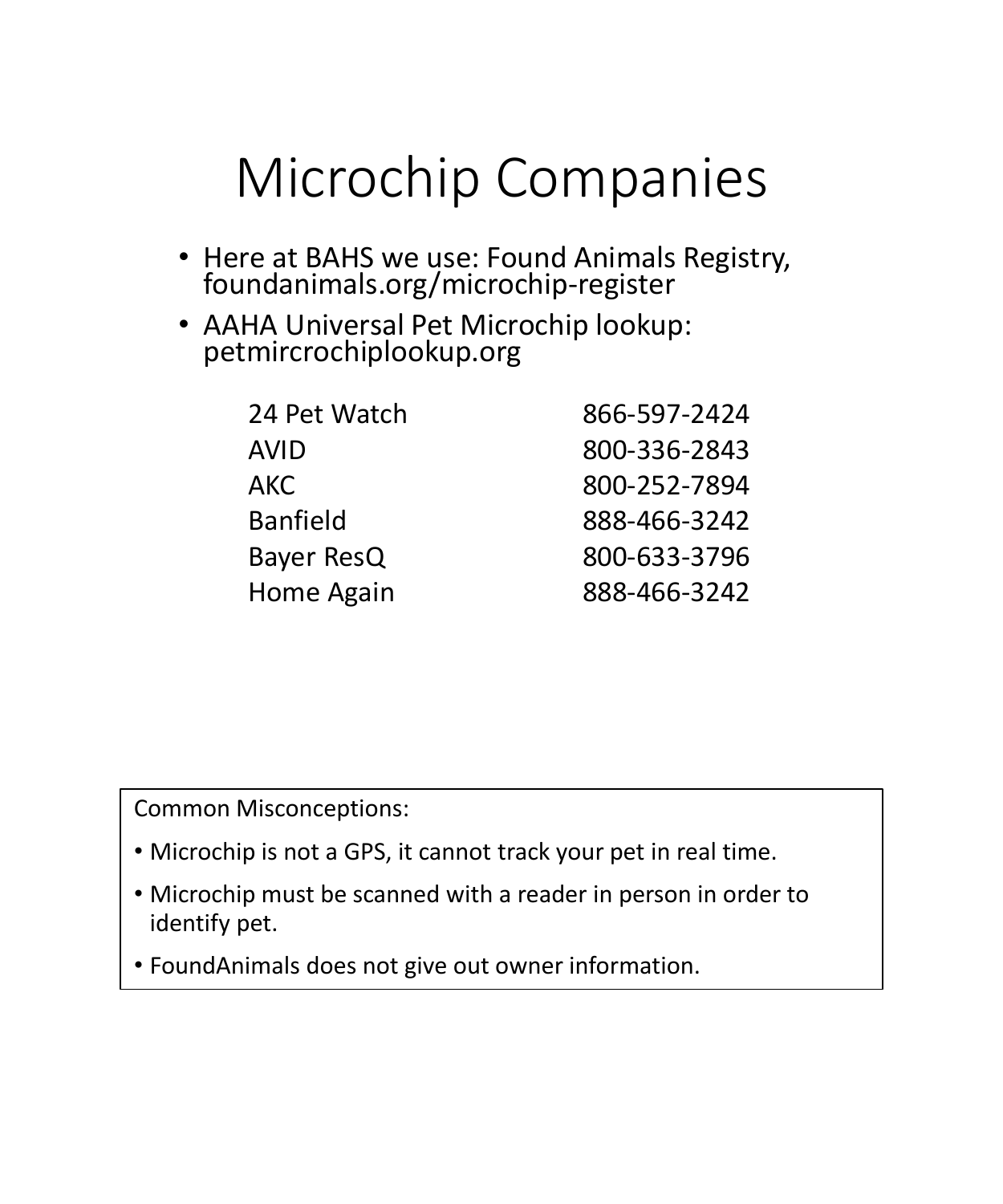# Microchip Companies

- Here at BAHS we use: Found Animals Registry, foundanimals.org/microchip-register
- AAHA Universal Pet Microchip lookup: petmircrochiplookup.org

| | |
|---|---|
| 24 Pet Watch | 866-597-2424 |
| AVID | 800-336-2843 |
| AKC | 800-252-7894 |
| Banfield | 888-466-3242 |
| Bayer ResQ | 800-633-3796 |
| Home Again | 888-466-3242 |

Common Misconceptions:

- Microchip is not a GPS, it cannot track your pet in real time.
- Microchip must be scanned with a reader in person in order to identify pet.
- FoundAnimals does not give out owner information.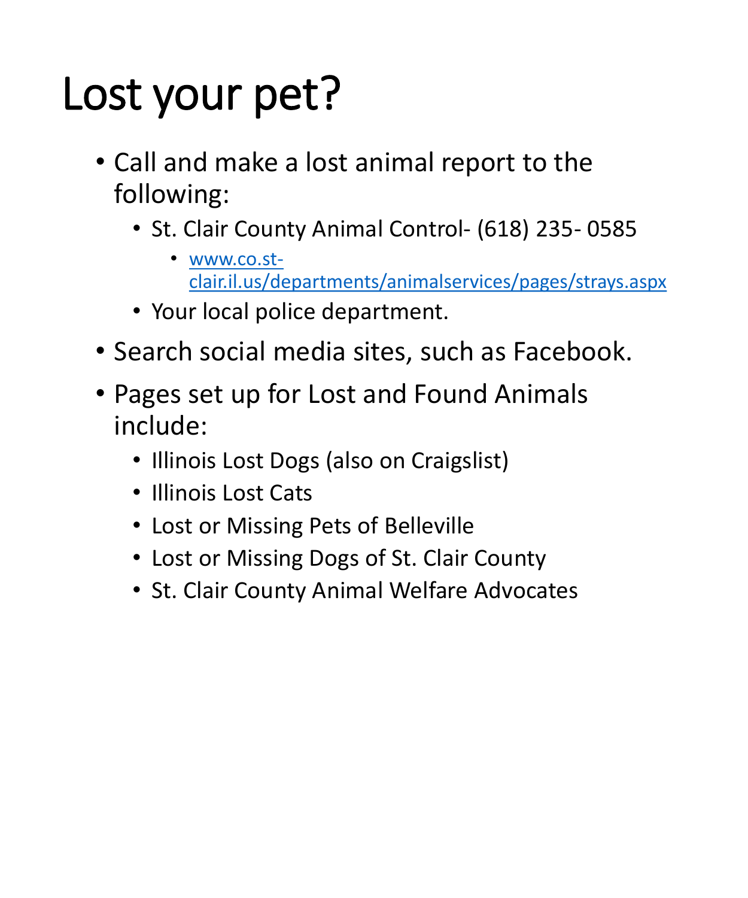# Lost your pet?

- Call and make a lost animal report to the following:
  - St. Clair County Animal Control- (618) 235- 0585
    - www.co.st-clair.il.us/departments/animalservices/pages/strays.aspx
  - Your local police department.
- Search social media sites, such as Facebook.
- Pages set up for Lost and Found Animals include:
  - Illinois Lost Dogs (also on Craigslist)
  - Illinois Lost Cats
  - Lost or Missing Pets of Belleville
  - Lost or Missing Dogs of St. Clair County
  - St. Clair County Animal Welfare Advocates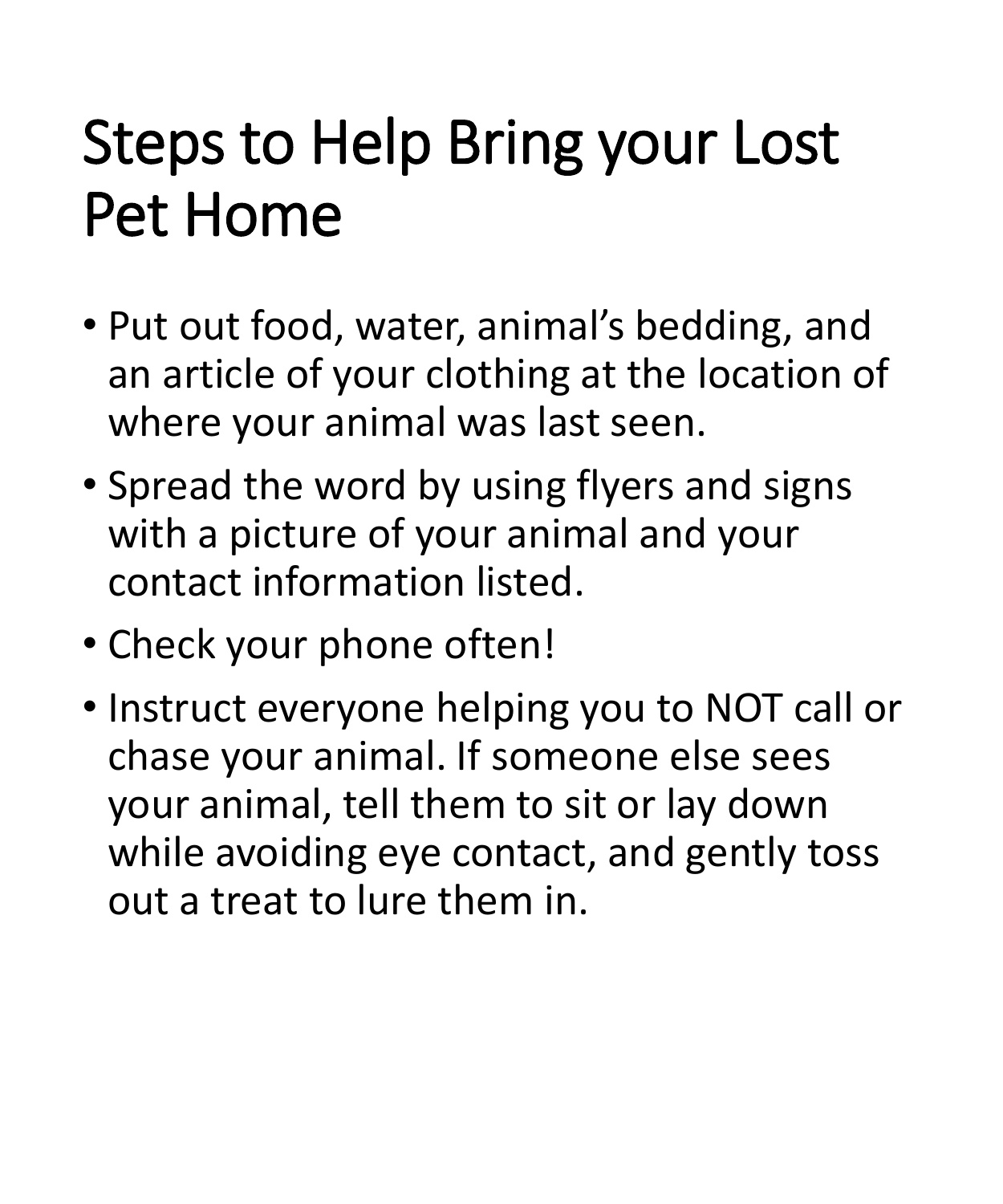# Steps to Help Bring your Lost Pet Home

- Put out food, water, animal's bedding, and an article of your clothing at the location of where your animal was last seen.
- Spread the word by using flyers and signs with a picture of your animal and your contact information listed.
- Check your phone often!
- Instruct everyone helping you to NOT call or chase your animal. If someone else sees your animal, tell them to sit or lay down while avoiding eye contact, and gently toss out a treat to lure them in.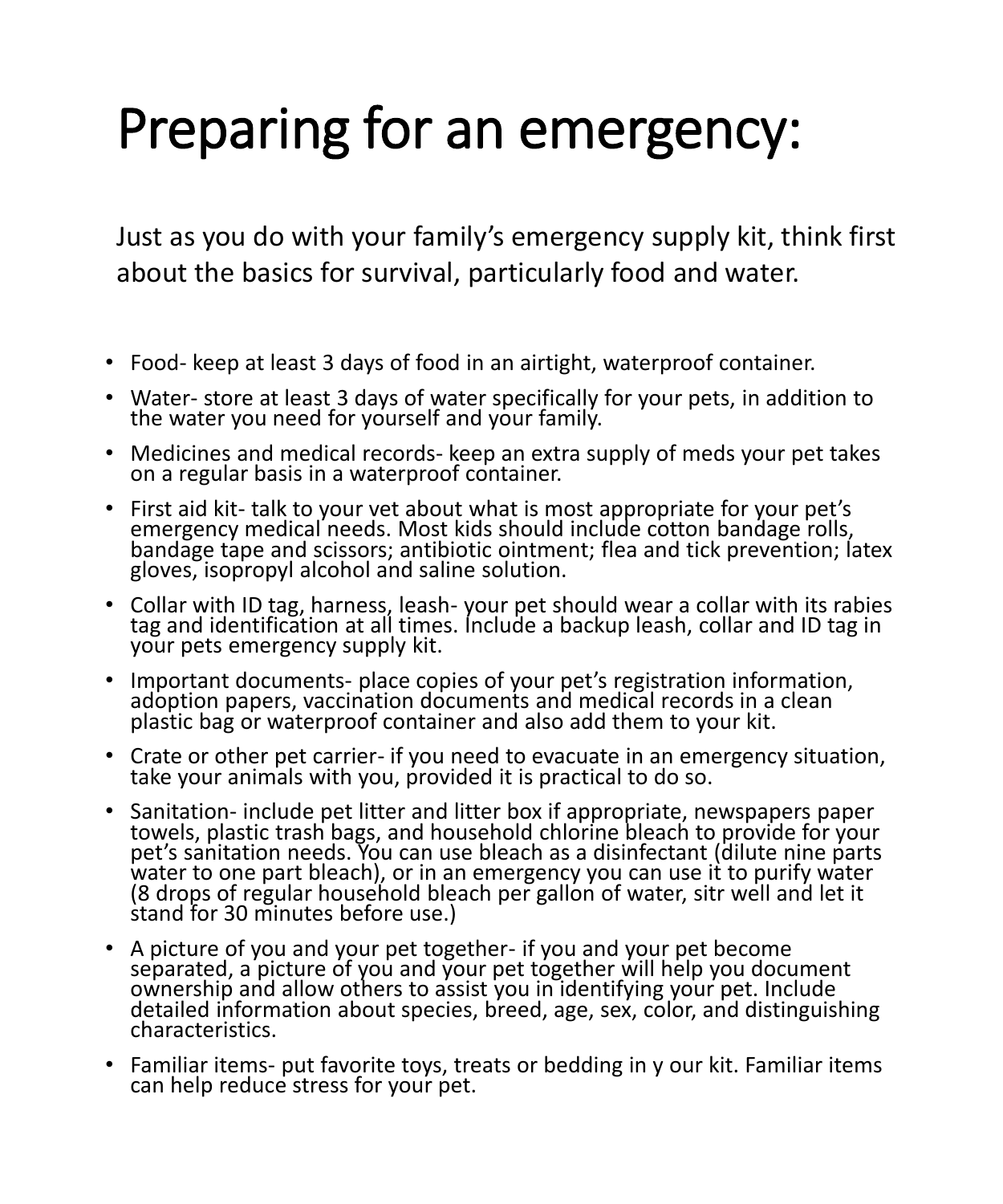# Preparing for an emergency:

Just as you do with your family's emergency supply kit, think first about the basics for survival, particularly food and water.

- Food- keep at least 3 days of food in an airtight, waterproof container.
- Water- store at least 3 days of water specifically for your pets, in addition to the water you need for yourself and your family.
- Medicines and medical records- keep an extra supply of meds your pet takes on a regular basis in a waterproof container.
- First aid kit- talk to your vet about what is most appropriate for your pet's emergency medical needs. Most kids should include cotton bandage rolls, bandage tape and scissors; antibiotic ointment; flea and tick prevention; latex gloves, isopropyl alcohol and saline solution.
- Collar with ID tag, harness, leash- your pet should wear a collar with its rabies tag and identification at all times. Include a backup leash, collar and ID tag in your pets emergency supply kit.
- Important documents- place copies of your pet's registration information, adoption papers, vaccination documents and medical records in a clean plastic bag or waterproof container and also add them to your kit.
- Crate or other pet carrier- if you need to evacuate in an emergency situation, take your animals with you, provided it is practical to do so.
- Sanitation- include pet litter and litter box if appropriate, newspapers paper towels, plastic trash bags, and household chlorine bleach to provide for your pet's sanitation needs. You can use bleach as a disinfectant (dilute nine parts water to one part bleach), or in an emergency you can use it to purify water (8 drops of regular household bleach per gallon of water, sitr well and let it stand for 30 minutes before use.)
- A picture of you and your pet together- if you and your pet become separated, a picture of you and your pet together will help you document ownership and allow others to assist you in identifying your pet. Include detailed information about species, breed, age, sex, color, and distinguishing characteristics.
- Familiar items- put favorite toys, treats or bedding in y our kit. Familiar items can help reduce stress for your pet.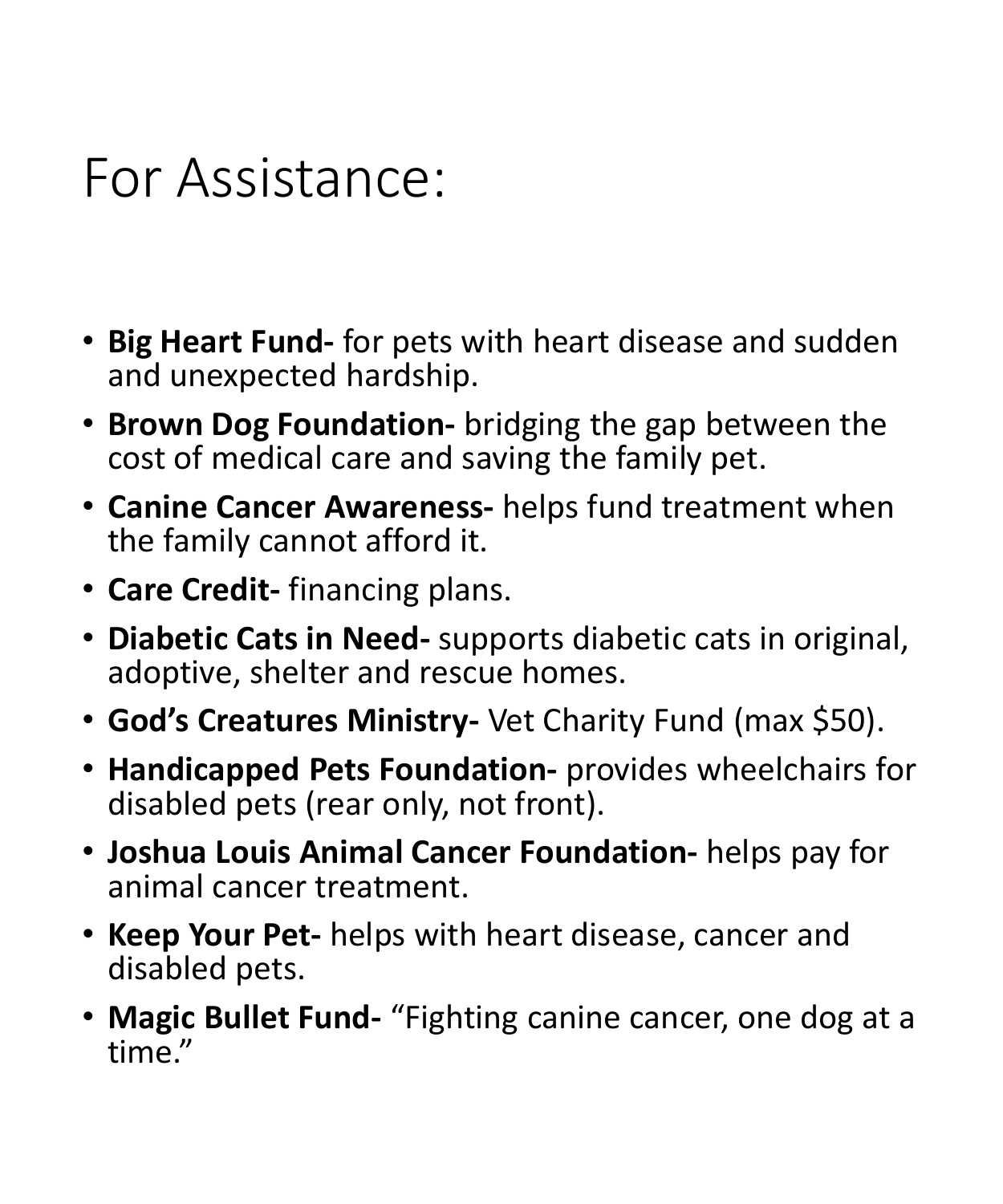# For Assistance:

- **Big Heart Fund-** for pets with heart disease and sudden and unexpected hardship.
- **Brown Dog Foundation-** bridging the gap between the cost of medical care and saving the family pet.
- **Canine Cancer Awareness-** helps fund treatment when the family cannot afford it.
- **Care Credit-** financing plans.
- **Diabetic Cats in Need-** supports diabetic cats in original, adoptive, shelter and rescue homes.
- **God's Creatures Ministry-** Vet Charity Fund (max $50).
- **Handicapped Pets Foundation-** provides wheelchairs for disabled pets (rear only, not front).
- **Joshua Louis Animal Cancer Foundation-** helps pay for animal cancer treatment.
- **Keep Your Pet-** helps with heart disease, cancer and disabled pets.
- **Magic Bullet Fund-** "Fighting canine cancer, one dog at a time."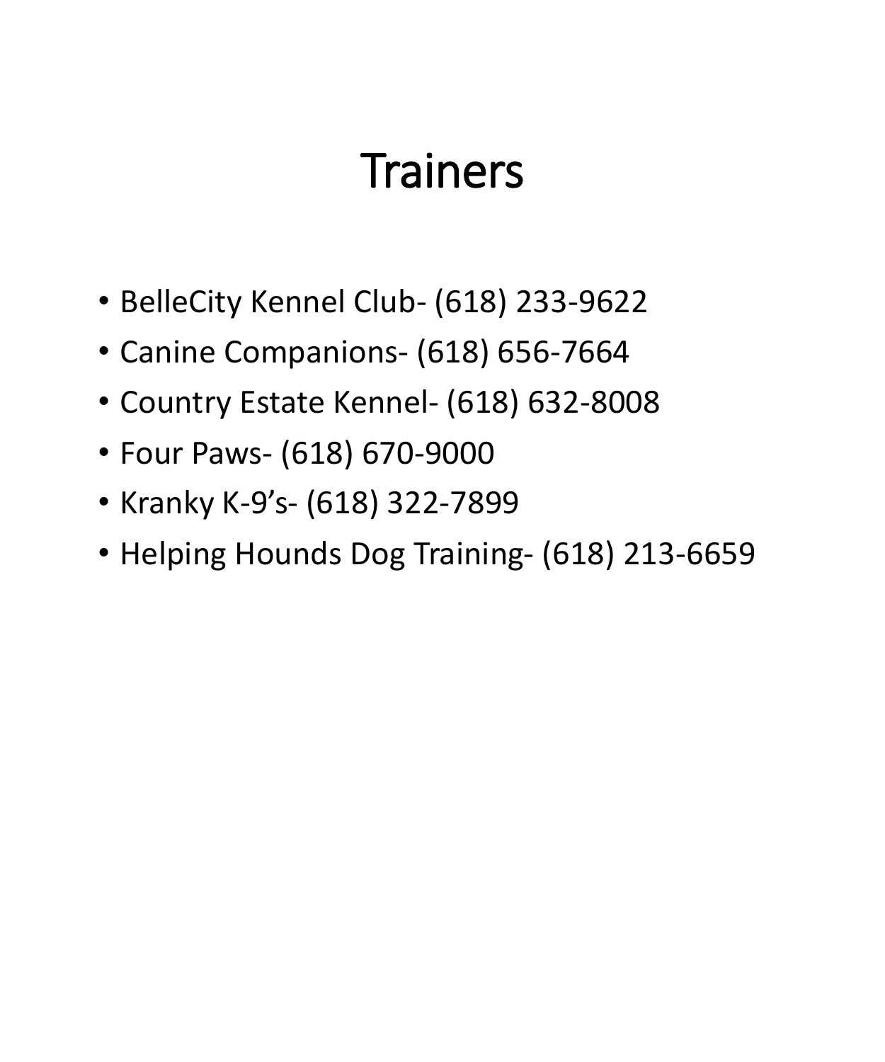# Trainers

- BelleCity Kennel Club- (618) 233-9622
- Canine Companions- (618) 656-7664
- Country Estate Kennel- (618) 632-8008
- Four Paws- (618) 670-9000
- Kranky K-9's- (618) 322-7899
- Helping Hounds Dog Training- (618) 213-6659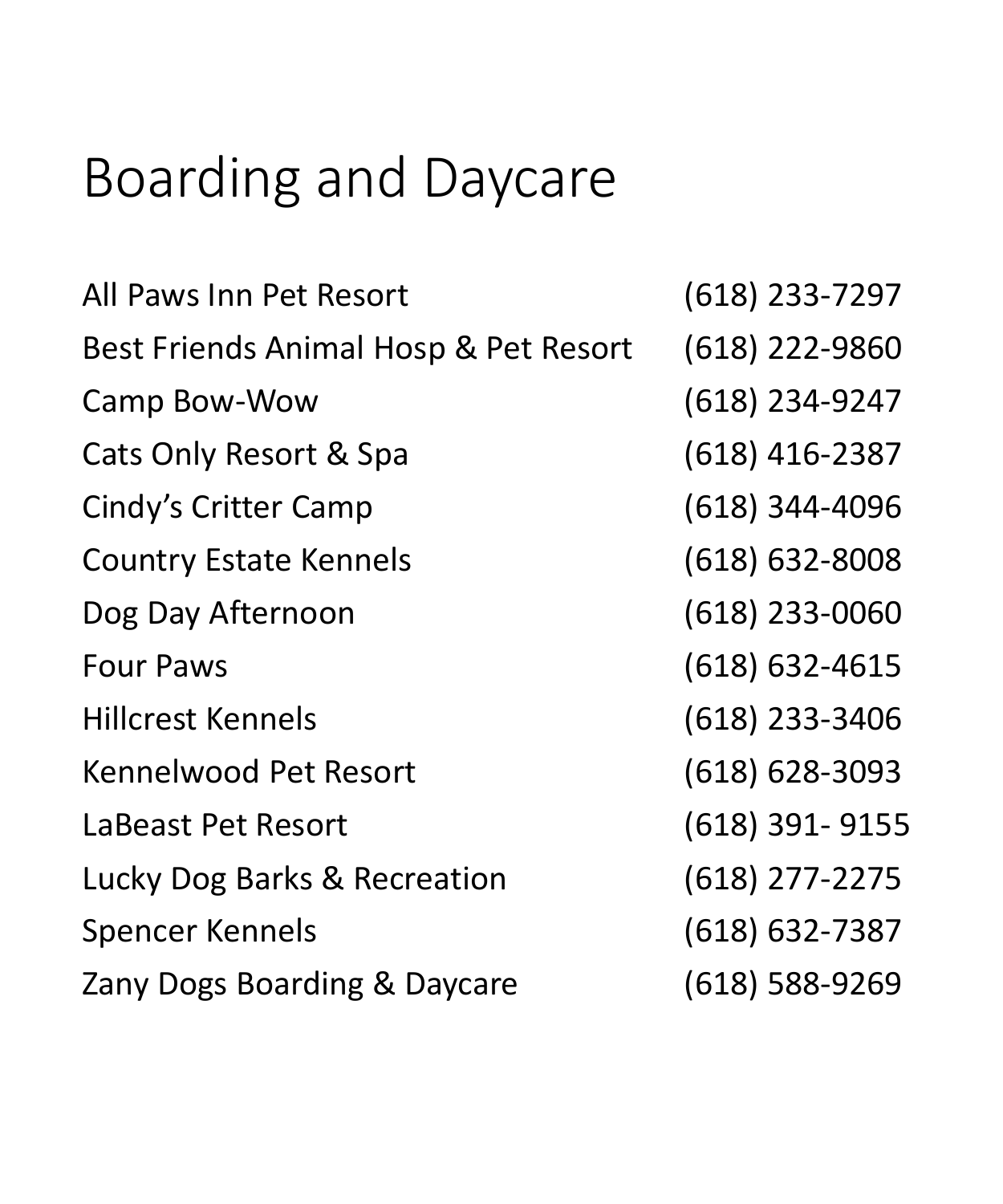# Boarding and Daycare

| | |
|---|---|
| All Paws Inn Pet Resort | (618) 233-7297 |
| Best Friends Animal Hosp & Pet Resort | (618) 222-9860 |
| Camp Bow-Wow | (618) 234-9247 |
| Cats Only Resort & Spa | (618) 416-2387 |
| Cindy's Critter Camp | (618) 344-4096 |
| Country Estate Kennels | (618) 632-8008 |
| Dog Day Afternoon | (618) 233-0060 |
| Four Paws | (618) 632-4615 |
| Hillcrest Kennels | (618) 233-3406 |
| Kennelwood Pet Resort | (618) 628-3093 |
| LaBeast Pet Resort | (618) 391- 9155 |
| Lucky Dog Barks & Recreation | (618) 277-2275 |
| Spencer Kennels | (618) 632-7387 |
| Zany Dogs Boarding & Daycare | (618) 588-9269 |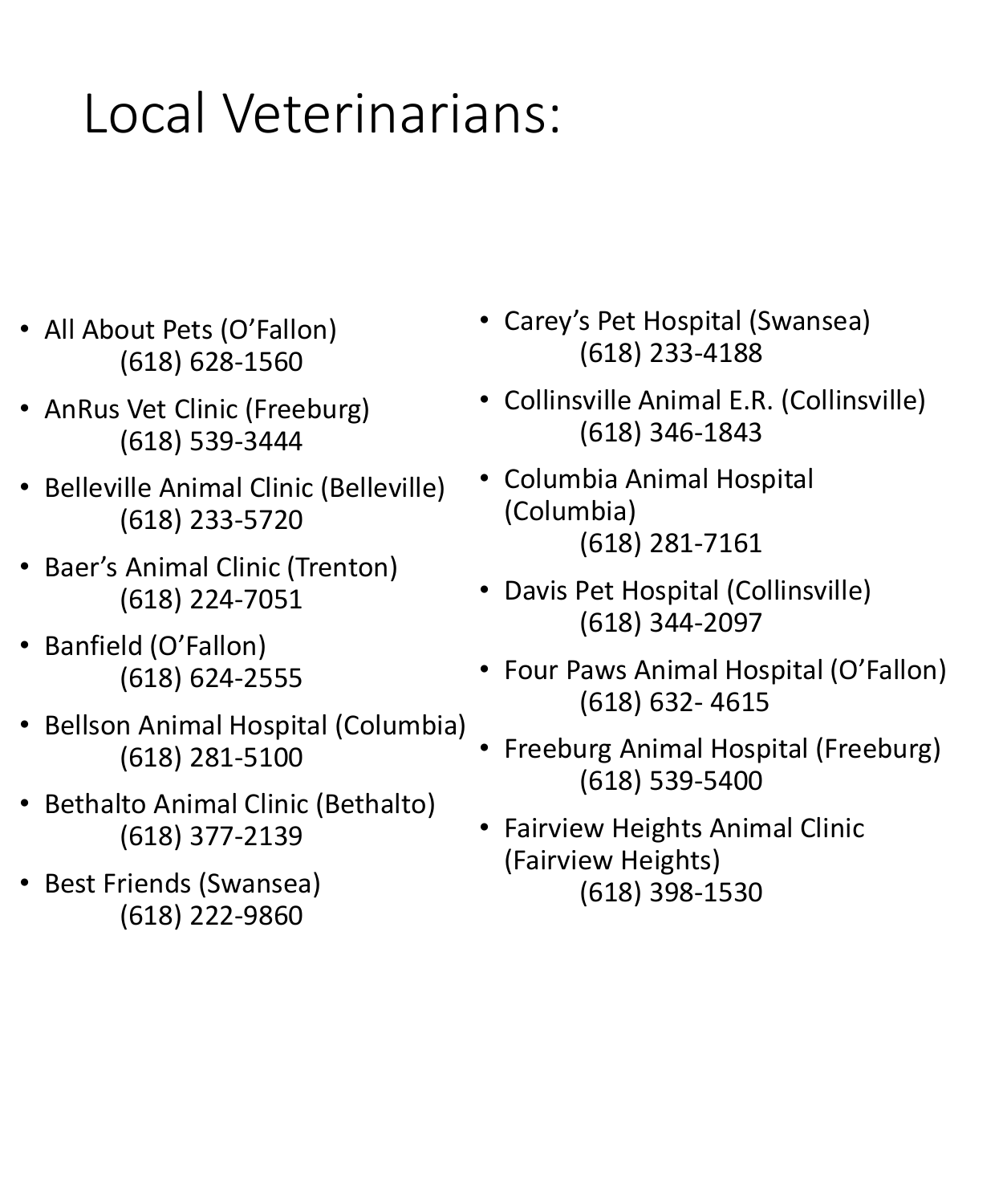# Local Veterinarians:

- All About Pets (O'Fallon)
  (618) 628-1560
- AnRus Vet Clinic (Freeburg)
  (618) 539-3444
- Belleville Animal Clinic (Belleville)
  (618) 233-5720
- Baer's Animal Clinic (Trenton)
  (618) 224-7051
- Banfield (O'Fallon)
  (618) 624-2555
- Bellson Animal Hospital (Columbia)
  (618) 281-5100
- Bethalto Animal Clinic (Bethalto)
  (618) 377-2139
- Best Friends (Swansea)
  (618) 222-9860
- Carey's Pet Hospital (Swansea)
  (618) 233-4188
- Collinsville Animal E.R. (Collinsville)
  (618) 346-1843
- Columbia Animal Hospital (Columbia)
  (618) 281-7161
- Davis Pet Hospital (Collinsville)
  (618) 344-2097
- Four Paws Animal Hospital (O'Fallon)
  (618) 632- 4615
- Freeburg Animal Hospital (Freeburg)
  (618) 539-5400
- Fairview Heights Animal Clinic (Fairview Heights)
  (618) 398-1530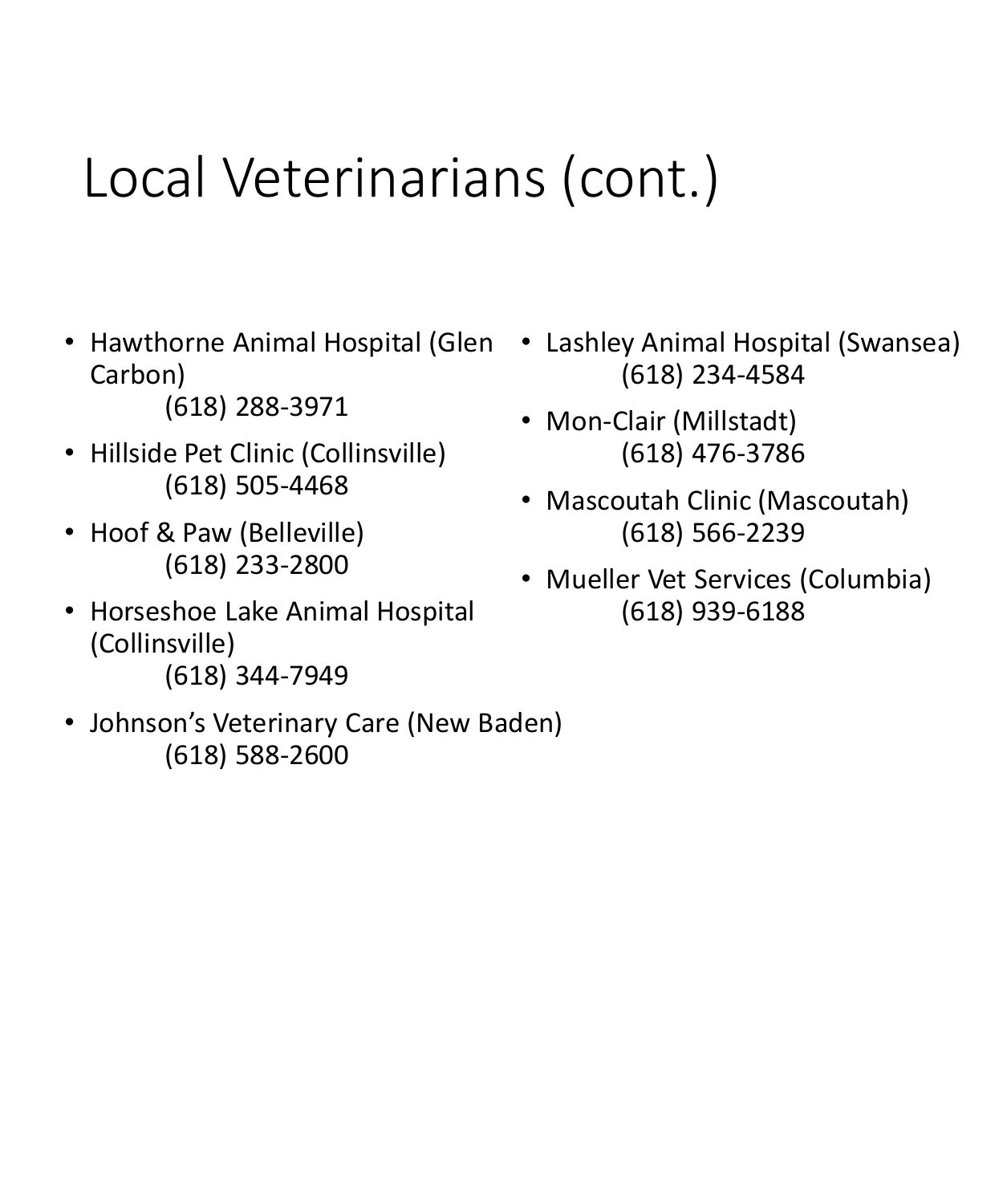# Local Veterinarians (cont.)

- Hawthorne Animal Hospital (Glen Carbon)
  (618) 288-3971
- Hillside Pet Clinic (Collinsville)
  (618) 505-4468
- Hoof & Paw (Belleville)
  (618) 233-2800
- Horseshoe Lake Animal Hospital (Collinsville)
  (618) 344-7949
- Johnson's Veterinary Care (New Baden)
  (618) 588-2600
- Lashley Animal Hospital (Swansea)
  (618) 234-4584
- Mon-Clair (Millstadt)
  (618) 476-3786
- Mascoutah Clinic (Mascoutah)
  (618) 566-2239
- Mueller Vet Services (Columbia)
  (618) 939-6188